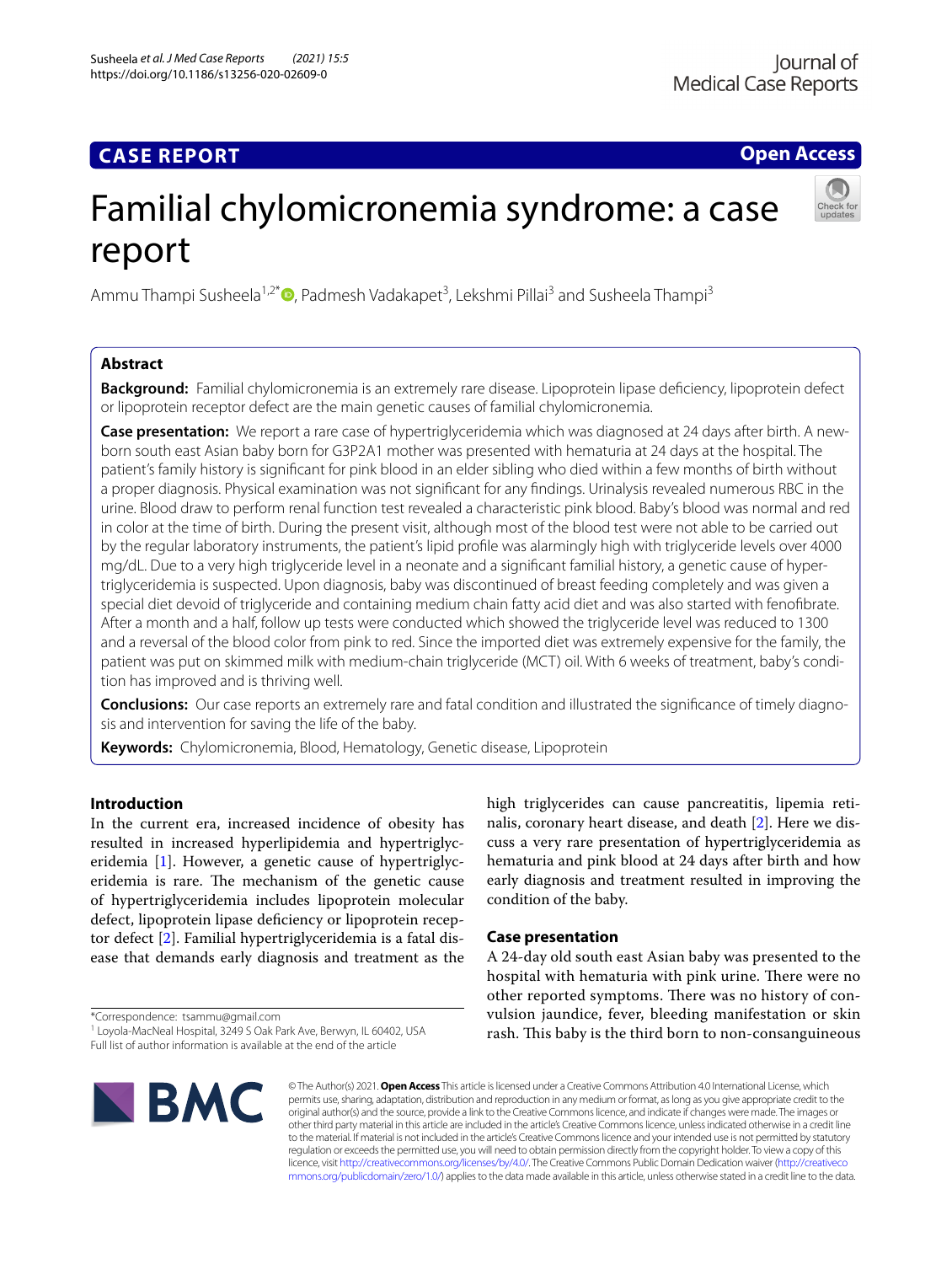CASE REPORT

Open Access

# Familial chylomicronemia syndrome: a case report

Ammu Thampi Susheela[1,2*], Padmesh Vadakapet[3], Lekshmi Pillai[3] and Susheela Thampi[3]

## Abstract

**Background:** Familial chylomicronemia is an extremely rare disease. Lipoprotein lipase deficiency, lipoprotein defect or lipoprotein receptor defect are the main genetic causes of familial chylomicronemia.

**Case presentation:** We report a rare case of hypertriglyceridemia which was diagnosed at 24 days after birth. A newborn south east Asian baby born for G3P2A1 mother was presented with hematuria at 24 days at the hospital. The patient's family history is significant for pink blood in an elder sibling who died within a few months of birth without a proper diagnosis. Physical examination was not significant for any findings. Urinalysis revealed numerous RBC in the urine. Blood draw to perform renal function test revealed a characteristic pink blood. Baby's blood was normal and red in color at the time of birth. During the present visit, although most of the blood test were not able to be carried out by the regular laboratory instruments, the patient's lipid profile was alarmingly high with triglyceride levels over 4000 mg/dL. Due to a very high triglyceride level in a neonate and a significant familial history, a genetic cause of hypertriglyceridemia is suspected. Upon diagnosis, baby was discontinued of breast feeding completely and was given a special diet devoid of triglyceride and containing medium chain fatty acid diet and was also started with fenofibrate. After a month and a half, follow up tests were conducted which showed the triglyceride level was reduced to 1300 and a reversal of the blood color from pink to red. Since the imported diet was extremely expensive for the family, the patient was put on skimmed milk with medium-chain triglyceride (MCT) oil. With 6 weeks of treatment, baby's condition has improved and is thriving well.

**Conclusions:** Our case reports an extremely rare and fatal condition and illustrated the significance of timely diagnosis and intervention for saving the life of the baby.

**Keywords:** Chylomicronemia, Blood, Hematology, Genetic disease, Lipoprotein

## Introduction

In the current era, increased incidence of obesity has resulted in increased hyperlipidemia and hypertriglyceridemia [1]. However, a genetic cause of hypertriglyceridemia is rare. The mechanism of the genetic cause of hypertriglyceridemia includes lipoprotein molecular defect, lipoprotein lipase deficiency or lipoprotein receptor defect [2]. Familial hypertriglyceridemia is a fatal disease that demands early diagnosis and treatment as the high triglycerides can cause pancreatitis, lipemia retinalis, coronary heart disease, and death [2]. Here we discuss a very rare presentation of hypertriglyceridemia as hematuria and pink blood at 24 days after birth and how early diagnosis and treatment resulted in improving the condition of the baby.

## Case presentation

A 24-day old south east Asian baby was presented to the hospital with hematuria with pink urine. There were no other reported symptoms. There was no history of convulsion jaundice, fever, bleeding manifestation or skin rash. This baby is the third born to non-consanguineous

*Correspondence: tsammu@gmail.com
[1] Loyola-MacNeal Hospital, 3249 S Oak Park Ave, Berwyn, IL 60402, USA
Full list of author information is available at the end of the article

© The Author(s) 2021. **Open Access** This article is licensed under a Creative Commons Attribution 4.0 International License, which permits use, sharing, adaptation, distribution and reproduction in any medium or format, as long as you give appropriate credit to the original author(s) and the source, provide a link to the Creative Commons licence, and indicate if changes were made. The images or other third party material in this article are included in the article's Creative Commons licence, unless indicated otherwise in a credit line to the material. If material is not included in the article's Creative Commons licence and your intended use is not permitted by statutory regulation or exceeds the permitted use, you will need to obtain permission directly from the copyright holder. To view a copy of this licence, visit http://creativecommons.org/licenses/by/4.0/. The Creative Commons Public Domain Dedication waiver (http://creativecommons.org/publicdomain/zero/1.0/) applies to the data made available in this article, unless otherwise stated in a credit line to the data.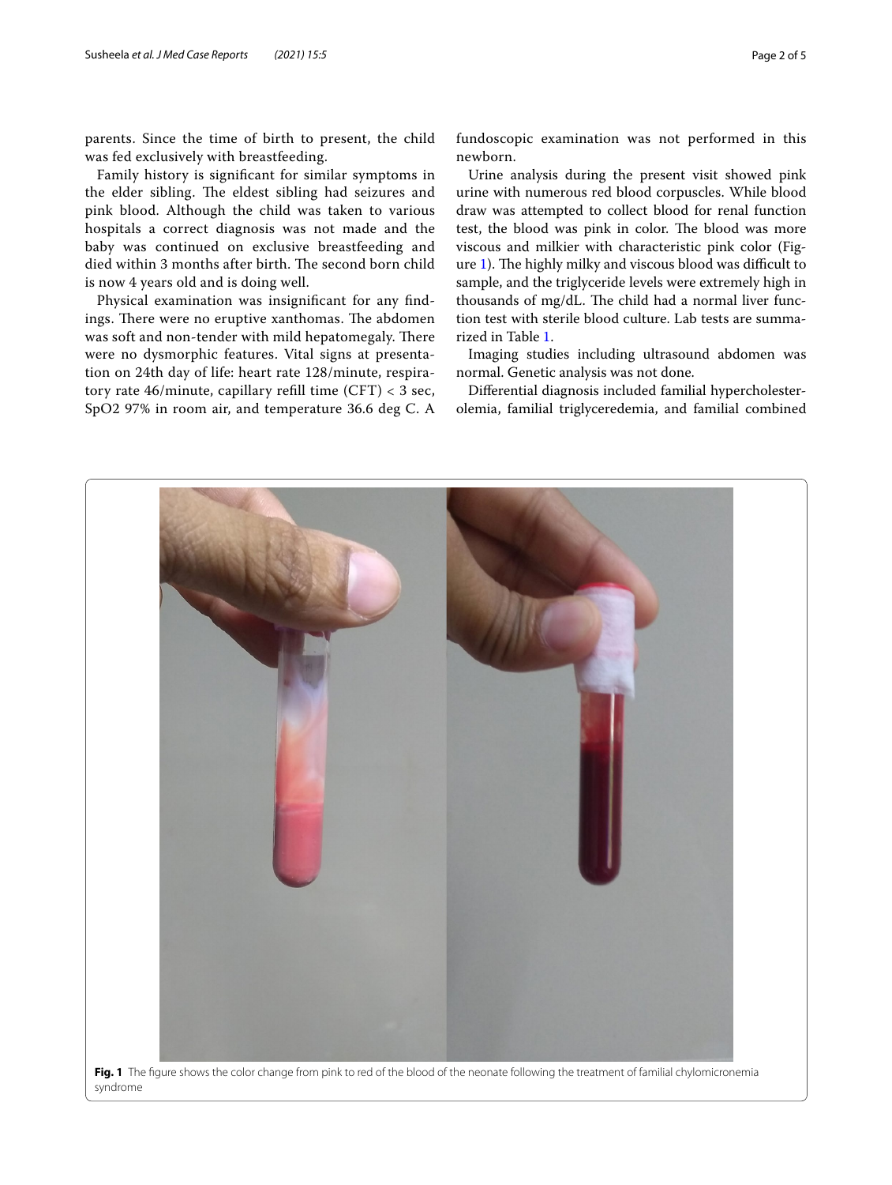parents. Since the time of birth to present, the child was fed exclusively with breastfeeding.

Family history is significant for similar symptoms in the elder sibling. The eldest sibling had seizures and pink blood. Although the child was taken to various hospitals a correct diagnosis was not made and the baby was continued on exclusive breastfeeding and died within 3 months after birth. The second born child is now 4 years old and is doing well.

Physical examination was insignificant for any findings. There were no eruptive xanthomas. The abdomen was soft and non-tender with mild hepatomegaly. There were no dysmorphic features. Vital signs at presentation on 24th day of life: heart rate 128/minute, respiratory rate 46/minute, capillary refill time (CFT) < 3 sec, SpO2 97% in room air, and temperature 36.6 deg C. A fundoscopic examination was not performed in this newborn.

Urine analysis during the present visit showed pink urine with numerous red blood corpuscles. While blood draw was attempted to collect blood for renal function test, the blood was pink in color. The blood was more viscous and milkier with characteristic pink color (Figure 1). The highly milky and viscous blood was difficult to sample, and the triglyceride levels were extremely high in thousands of mg/dL. The child had a normal liver function test with sterile blood culture. Lab tests are summarized in Table 1.

Imaging studies including ultrasound abdomen was normal. Genetic analysis was not done.

Differential diagnosis included familial hypercholesterolemia, familial triglyceredemia, and familial combined

**Fig. 1** The figure shows the color change from pink to red of the blood of the neonate following the treatment of familial chylomicronemia syndrome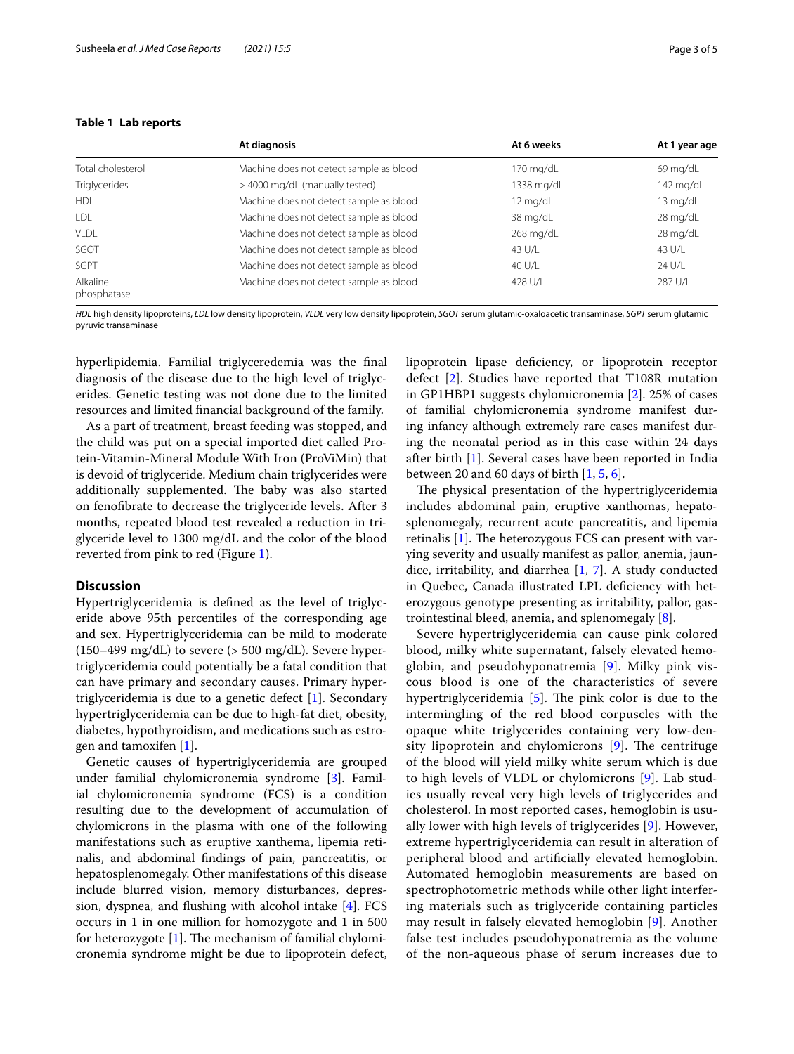**Table 1 Lab reports**

| | At diagnosis | At 6 weeks | At 1 year age |
|---|---|---|---|
| Total cholesterol | Machine does not detect sample as blood | 170 mg/dL | 69 mg/dL |
| Triglycerides | > 4000 mg/dL (manually tested) | 1338 mg/dL | 142 mg/dL |
| HDL | Machine does not detect sample as blood | 12 mg/dL | 13 mg/dL |
| LDL | Machine does not detect sample as blood | 38 mg/dL | 28 mg/dL |
| VLDL | Machine does not detect sample as blood | 268 mg/dL | 28 mg/dL |
| SGOT | Machine does not detect sample as blood | 43 U/L | 43 U/L |
| SGPT | Machine does not detect sample as blood | 40 U/L | 24 U/L |
| Alkaline phosphatase | Machine does not detect sample as blood | 428 U/L | 287 U/L |

*HDL* high density lipoproteins, *LDL* low density lipoprotein, *VLDL* very low density lipoprotein, *SGOT* serum glutamic-oxaloacetic transaminase, *SGPT* serum glutamic pyruvic transaminase

hyperlipidemia. Familial triglyceredemia was the final diagnosis of the disease due to the high level of triglycerides. Genetic testing was not done due to the limited resources and limited financial background of the family.

As a part of treatment, breast feeding was stopped, and the child was put on a special imported diet called Protein-Vitamin-Mineral Module With Iron (ProViMin) that is devoid of triglyceride. Medium chain triglycerides were additionally supplemented. The baby was also started on fenofibrate to decrease the triglyceride levels. After 3 months, repeated blood test revealed a reduction in triglyceride level to 1300 mg/dL and the color of the blood reverted from pink to red (Figure 1).

## Discussion

Hypertriglyceridemia is defined as the level of triglyceride above 95th percentiles of the corresponding age and sex. Hypertriglyceridemia can be mild to moderate (150–499 mg/dL) to severe (> 500 mg/dL). Severe hypertriglyceridemia could potentially be a fatal condition that can have primary and secondary causes. Primary hypertriglyceridemia is due to a genetic defect [1]. Secondary hypertriglyceridemia can be due to high-fat diet, obesity, diabetes, hypothyroidism, and medications such as estrogen and tamoxifen [1].

Genetic causes of hypertriglyceridemia are grouped under familial chylomicronemia syndrome [3]. Familial chylomicronemia syndrome (FCS) is a condition resulting due to the development of accumulation of chylomicrons in the plasma with one of the following manifestations such as eruptive xanthema, lipemia retinalis, and abdominal findings of pain, pancreatitis, or hepatosplenomegaly. Other manifestations of this disease include blurred vision, memory disturbances, depression, dyspnea, and flushing with alcohol intake [4]. FCS occurs in 1 in one million for homozygote and 1 in 500 for heterozygote [1]. The mechanism of familial chylomicronemia syndrome might be due to lipoprotein defect, lipoprotein lipase deficiency, or lipoprotein receptor defect [2]. Studies have reported that T108R mutation in GP1HBP1 suggests chylomicronemia [2]. 25% of cases of familial chylomicronemia syndrome manifest during infancy although extremely rare cases manifest during the neonatal period as in this case within 24 days after birth [1]. Several cases have been reported in India between 20 and 60 days of birth [1, 5, 6].

The physical presentation of the hypertriglyceridemia includes abdominal pain, eruptive xanthomas, hepatosplenomegaly, recurrent acute pancreatitis, and lipemia retinalis [1]. The heterozygous FCS can present with varying severity and usually manifest as pallor, anemia, jaundice, irritability, and diarrhea [1, 7]. A study conducted in Quebec, Canada illustrated LPL deficiency with heterozygous genotype presenting as irritability, pallor, gastrointestinal bleed, anemia, and splenomegaly [8].

Severe hypertriglyceridemia can cause pink colored blood, milky white supernatant, falsely elevated hemoglobin, and pseudohyponatremia [9]. Milky pink viscous blood is one of the characteristics of severe hypertriglyceridemia [5]. The pink color is due to the intermingling of the red blood corpuscles with the opaque white triglycerides containing very low-density lipoprotein and chylomicrons [9]. The centrifuge of the blood will yield milky white serum which is due to high levels of VLDL or chylomicrons [9]. Lab studies usually reveal very high levels of triglycerides and cholesterol. In most reported cases, hemoglobin is usually lower with high levels of triglycerides [9]. However, extreme hypertriglyceridemia can result in alteration of peripheral blood and artificially elevated hemoglobin. Automated hemoglobin measurements are based on spectrophotometric methods while other light interfering materials such as triglyceride containing particles may result in falsely elevated hemoglobin [9]. Another false test includes pseudohyponatremia as the volume of the non-aqueous phase of serum increases due to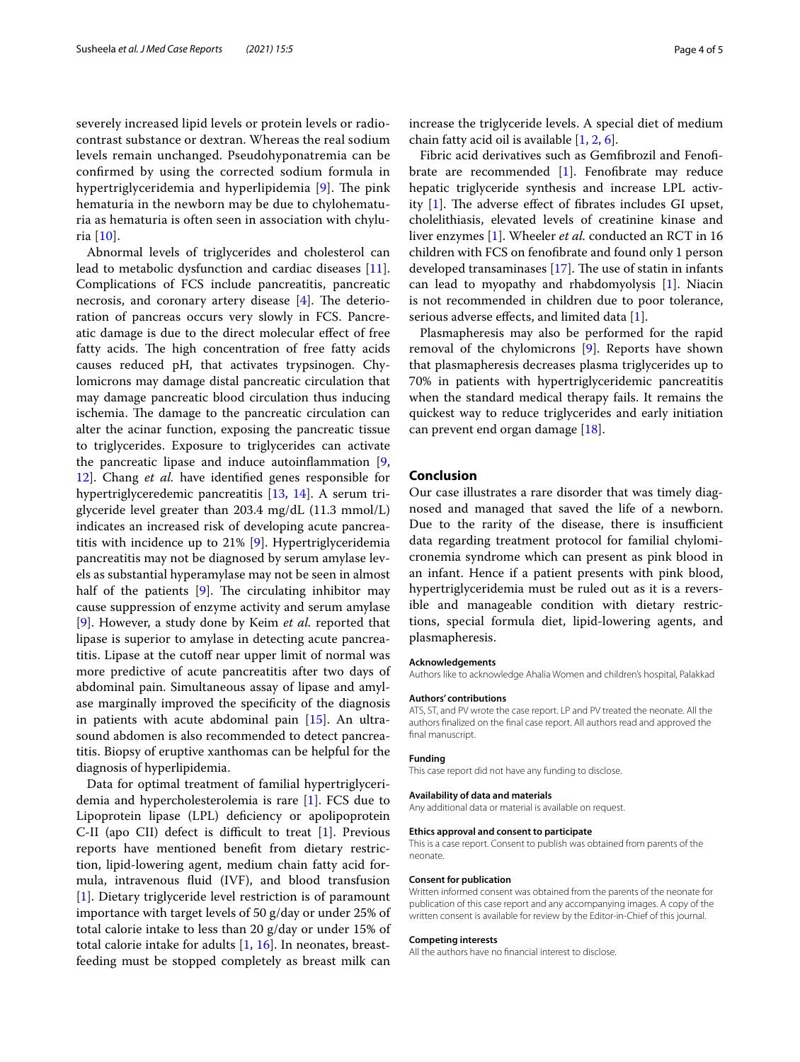severely increased lipid levels or protein levels or radiocontrast substance or dextran. Whereas the real sodium levels remain unchanged. Pseudohyponatremia can be confirmed by using the corrected sodium formula in hypertriglyceridemia and hyperlipidemia [9]. The pink hematuria in the newborn may be due to chylohematuria as hematuria is often seen in association with chyluria [10].

Abnormal levels of triglycerides and cholesterol can lead to metabolic dysfunction and cardiac diseases [11]. Complications of FCS include pancreatitis, pancreatic necrosis, and coronary artery disease [4]. The deterioration of pancreas occurs very slowly in FCS. Pancreatic damage is due to the direct molecular effect of free fatty acids. The high concentration of free fatty acids causes reduced pH, that activates trypsinogen. Chylomicrons may damage distal pancreatic circulation that may damage pancreatic blood circulation thus inducing ischemia. The damage to the pancreatic circulation can alter the acinar function, exposing the pancreatic tissue to triglycerides. Exposure to triglycerides can activate the pancreatic lipase and induce autoinflammation [9, 12]. Chang *et al.* have identified genes responsible for hypertriglyceredemic pancreatitis [13, 14]. A serum triglyceride level greater than 203.4 mg/dL (11.3 mmol/L) indicates an increased risk of developing acute pancreatitis with incidence up to 21% [9]. Hypertriglyceridemia pancreatitis may not be diagnosed by serum amylase levels as substantial hyperamylase may not be seen in almost half of the patients [9]. The circulating inhibitor may cause suppression of enzyme activity and serum amylase [9]. However, a study done by Keim *et al.* reported that lipase is superior to amylase in detecting acute pancreatitis. Lipase at the cutoff near upper limit of normal was more predictive of acute pancreatitis after two days of abdominal pain. Simultaneous assay of lipase and amylase marginally improved the specificity of the diagnosis in patients with acute abdominal pain [15]. An ultrasound abdomen is also recommended to detect pancreatitis. Biopsy of eruptive xanthomas can be helpful for the diagnosis of hyperlipidemia.

Data for optimal treatment of familial hypertriglyceridemia and hypercholesterolemia is rare [1]. FCS due to Lipoprotein lipase (LPL) deficiency or apolipoprotein C-II (apo CII) defect is difficult to treat [1]. Previous reports have mentioned benefit from dietary restriction, lipid-lowering agent, medium chain fatty acid formula, intravenous fluid (IVF), and blood transfusion [1]. Dietary triglyceride level restriction is of paramount importance with target levels of 50 g/day or under 25% of total calorie intake to less than 20 g/day or under 15% of total calorie intake for adults [1, 16]. In neonates, breastfeeding must be stopped completely as breast milk can increase the triglyceride levels. A special diet of medium chain fatty acid oil is available [1, 2, 6].

Fibric acid derivatives such as Gemfibrozil and Fenofibrate are recommended [1]. Fenofibrate may reduce hepatic triglyceride synthesis and increase LPL activity [1]. The adverse effect of fibrates includes GI upset, cholelithiasis, elevated levels of creatinine kinase and liver enzymes [1]. Wheeler *et al.* conducted an RCT in 16 children with FCS on fenofibrate and found only 1 person developed transaminases [17]. The use of statin in infants can lead to myopathy and rhabdomyolysis [1]. Niacin is not recommended in children due to poor tolerance, serious adverse effects, and limited data [1].

Plasmapheresis may also be performed for the rapid removal of the chylomicrons [9]. Reports have shown that plasmapheresis decreases plasma triglycerides up to 70% in patients with hypertriglyceridemic pancreatitis when the standard medical therapy fails. It remains the quickest way to reduce triglycerides and early initiation can prevent end organ damage [18].

## Conclusion

Our case illustrates a rare disorder that was timely diagnosed and managed that saved the life of a newborn. Due to the rarity of the disease, there is insufficient data regarding treatment protocol for familial chylomicronemia syndrome which can present as pink blood in an infant. Hence if a patient presents with pink blood, hypertriglyceridemia must be ruled out as it is a reversible and manageable condition with dietary restrictions, special formula diet, lipid-lowering agents, and plasmapheresis.

#### Acknowledgements

Authors like to acknowledge Ahalia Women and children's hospital, Palakkad

#### Authors' contributions

ATS, ST, and PV wrote the case report. LP and PV treated the neonate. All the authors finalized on the final case report. All authors read and approved the final manuscript.

#### Funding

This case report did not have any funding to disclose.

#### Availability of data and materials

Any additional data or material is available on request.

#### Ethics approval and consent to participate

This is a case report. Consent to publish was obtained from parents of the neonate.

#### Consent for publication

Written informed consent was obtained from the parents of the neonate for publication of this case report and any accompanying images. A copy of the written consent is available for review by the Editor-in-Chief of this journal.

#### Competing interests

All the authors have no financial interest to disclose.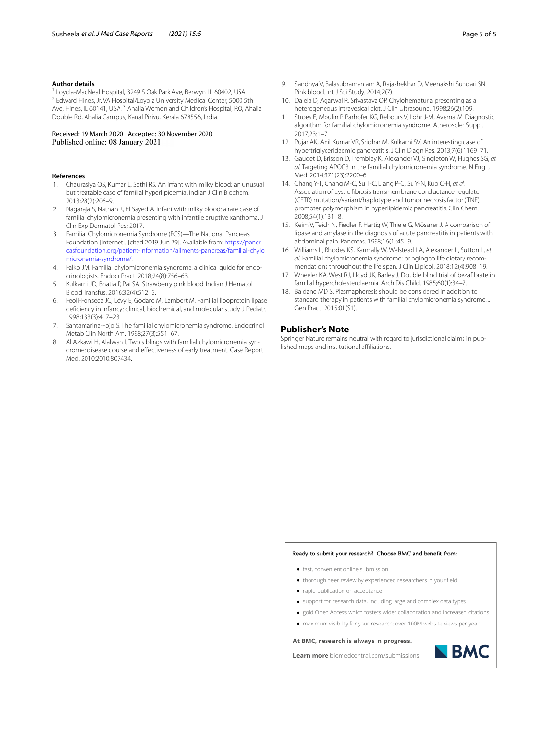#### Author details

[1] Loyola-MacNeal Hospital, 3249 S Oak Park Ave, Berwyn, IL 60402, USA. [2] Edward Hines, Jr. VA Hospital/Loyola University Medical Center, 5000 5th Ave, Hines, IL 60141, USA. [3] Ahalia Women and Children's Hospital, P.O, Ahalia Double Rd, Ahalia Campus, Kanal Pirivu, Kerala 678556, India.

Received: 19 March 2020 Accepted: 30 November 2020
Published online: 08 January 2021

#### References

1. Chaurasiya OS, Kumar L, Sethi RS. An infant with milky blood: an unusual but treatable case of familial hyperlipidemia. Indian J Clin Biochem. 2013;28(2):206–9.
2. Nagaraja S, Nathan R, El Sayed A. Infant with milky blood: a rare case of familial chylomicronemia presenting with infantile eruptive xanthoma. J Clin Exp Dermatol Res; 2017.
3. Familial Chylomicronemia Syndrome (FCS)—The National Pancreas Foundation [Internet]. [cited 2019 Jun 29]. Available from: https://pancreasfoundation.org/patient-information/ailments-pancreas/familial-chylomicronemia-syndrome/.
4. Falko JM. Familial chylomicronemia syndrome: a clinical guide for endocrinologists. Endocr Pract. 2018;24(8):756–63.
5. Kulkarni JD, Bhatia P, Pai SA. Strawberry pink blood. Indian J Hematol Blood Transfus. 2016;32(4):512–3.
6. Feoli-Fonseca JC, Lévy E, Godard M, Lambert M. Familial lipoprotein lipase deficiency in infancy: clinical, biochemical, and molecular study. J Pediatr. 1998;133(3):417–23.
7. Santamarina-Fojo S. The familial chylomicronemia syndrome. Endocrinol Metab Clin North Am. 1998;27(3):551–67.
8. Al Azkawi H, Alalwan I. Two siblings with familial chylomicronemia syndrome: disease course and effectiveness of early treatment. Case Report Med. 2010;2010:807434.
9. Sandhya V, Balasubramaniam A, Rajashekhar D, Meenakshi Sundari SN. Pink blood. Int J Sci Study. 2014;2(7).
10. Dalela D, Agarwal R, Srivastava OP. Chylohematuria presenting as a heterogeneous intravesical clot. J Clin Ultrasound. 1998;26(2):109.
11. Stroes E, Moulin P, Parhofer KG, Rebours V, Löhr J-M, Averna M. Diagnostic algorithm for familial chylomicronemia syndrome. Atheroscler Suppl. 2017;23:1–7.
12. Pujar AK, Anil Kumar VR, Sridhar M, Kulkarni SV. An interesting case of hypertriglyceridaemic pancreatitis. J Clin Diagn Res. 2013;7(6):1169–71.
13. Gaudet D, Brisson D, Tremblay K, Alexander VJ, Singleton W, Hughes SG, *et al.* Targeting APOC3 in the familial chylomicronemia syndrome. N Engl J Med. 2014;371(23):2200–6.
14. Chang Y-T, Chang M-C, Su T-C, Liang P-C, Su Y-N, Kuo C-H, *et al.* Association of cystic fibrosis transmembrane conductance regulator (CFTR) mutation/variant/haplotype and tumor necrosis factor (TNF) promoter polymorphism in hyperlipidemic pancreatitis. Clin Chem. 2008;54(1):131–8.
15. Keim V, Teich N, Fiedler F, Hartig W, Thiele G, Mössner J. A comparison of lipase and amylase in the diagnosis of acute pancreatitis in patients with abdominal pain. Pancreas. 1998;16(1):45–9.
16. Williams L, Rhodes KS, Karmally W, Welstead LA, Alexander L, Sutton L, *et al.* Familial chylomicronemia syndrome: bringing to life dietary recommendations throughout the life span. J Clin Lipidol. 2018;12(4):908–19.
17. Wheeler KA, West RJ, Lloyd JK, Barley J. Double blind trial of bezafibrate in familial hypercholesterolaemia. Arch Dis Child. 1985;60(1):34–7.
18. Baldane MD S. Plasmapheresis should be considered in addition to standard therapy in patients with familial chylomicronemia syndrome. J Gen Pract. 2015;01(S1).

## Publisher's Note

Springer Nature remains neutral with regard to jurisdictional claims in published maps and institutional affiliations.

Ready to submit your research? Choose BMC and benefit from:

- fast, convenient online submission
- thorough peer review by experienced researchers in your field
- rapid publication on acceptance
- support for research data, including large and complex data types
- gold Open Access which fosters wider collaboration and increased citations
- maximum visibility for your research: over 100M website views per year

**At BMC, research is always in progress.**

**Learn more** biomedcentral.com/submissions